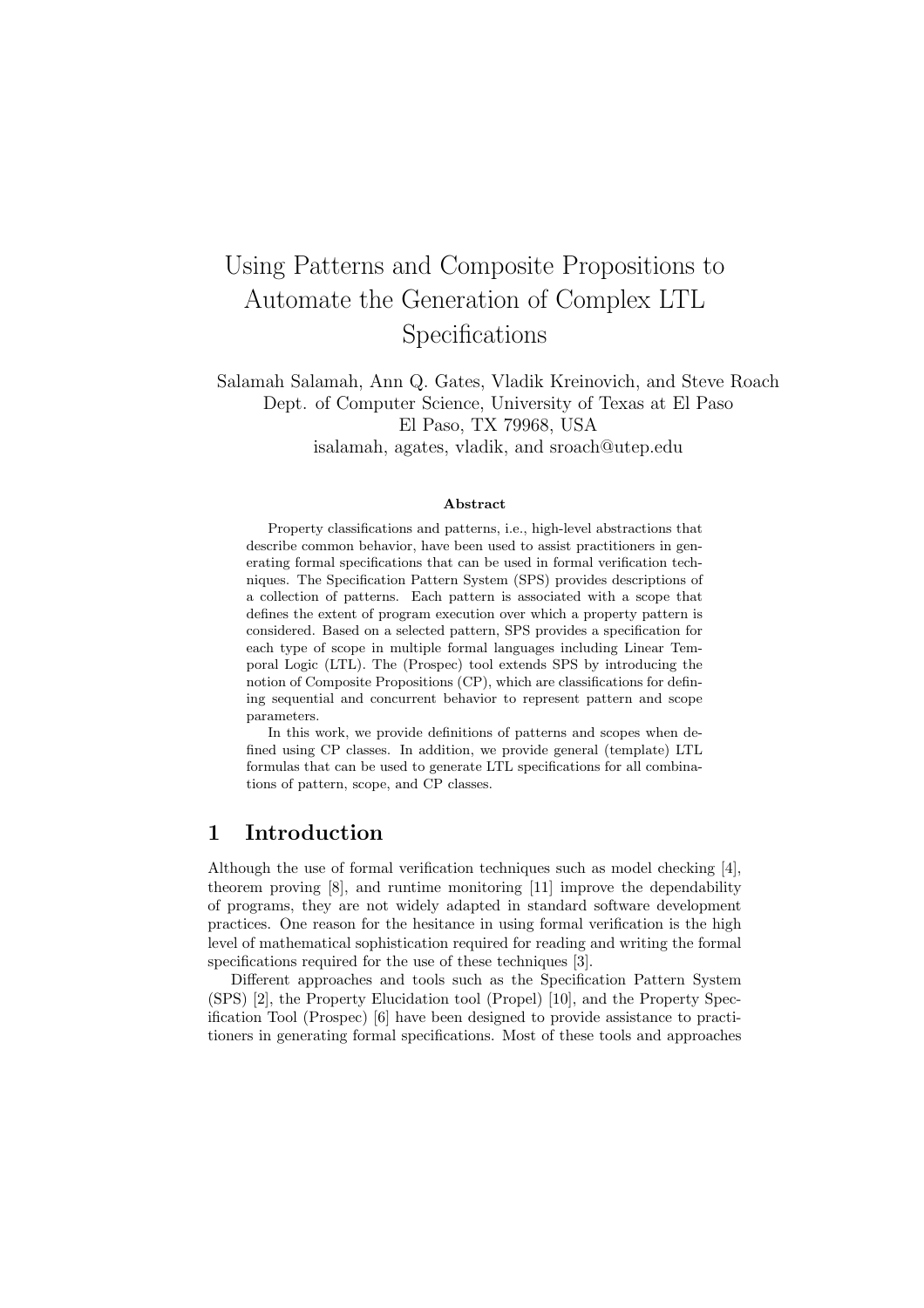# Using Patterns and Composite Propositions to Automate the Generation of Complex LTL Specifications

Salamah Salamah, Ann Q. Gates, Vladik Kreinovich, and Steve Roach
Dept. of Computer Science, University of Texas at El Paso
El Paso, TX 79968, USA
isalamah, agates, vladik, and sroach@utep.edu

### Abstract

Property classifications and patterns, i.e., high-level abstractions that describe common behavior, have been used to assist practitioners in generating formal specifications that can be used in formal verification techniques. The Specification Pattern System (SPS) provides descriptions of a collection of patterns. Each pattern is associated with a scope that defines the extent of program execution over which a property pattern is considered. Based on a selected pattern, SPS provides a specification for each type of scope in multiple formal languages including Linear Temporal Logic (LTL). The (Prospec) tool extends SPS by introducing the notion of Composite Propositions (CP), which are classifications for defining sequential and concurrent behavior to represent pattern and scope parameters.

In this work, we provide definitions of patterns and scopes when defined using CP classes. In addition, we provide general (template) LTL formulas that can be used to generate LTL specifications for all combinations of pattern, scope, and CP classes.

## 1 Introduction

Although the use of formal verification techniques such as model checking [4], theorem proving [8], and runtime monitoring [11] improve the dependability of programs, they are not widely adapted in standard software development practices. One reason for the hesitance in using formal verification is the high level of mathematical sophistication required for reading and writing the formal specifications required for the use of these techniques [3].

Different approaches and tools such as the Specification Pattern System (SPS) [2], the Property Elucidation tool (Propel) [10], and the Property Specification Tool (Prospec) [6] have been designed to provide assistance to practitioners in generating formal specifications. Most of these tools and approaches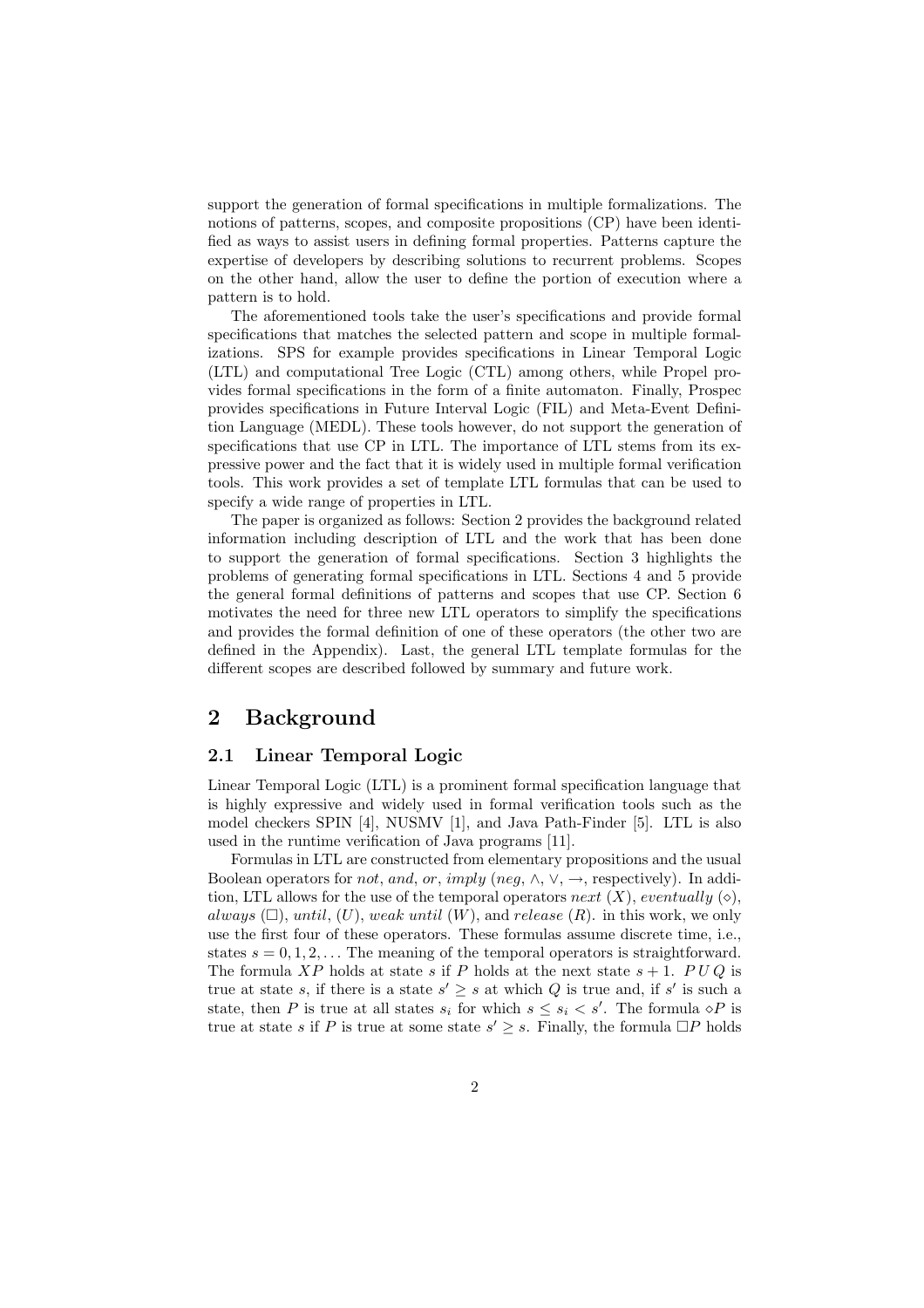support the generation of formal specifications in multiple formalizations. The notions of patterns, scopes, and composite propositions (CP) have been identified as ways to assist users in defining formal properties. Patterns capture the expertise of developers by describing solutions to recurrent problems. Scopes on the other hand, allow the user to define the portion of execution where a pattern is to hold.

The aforementioned tools take the user's specifications and provide formal specifications that matches the selected pattern and scope in multiple formalizations. SPS for example provides specifications in Linear Temporal Logic (LTL) and computational Tree Logic (CTL) among others, while Propel provides formal specifications in the form of a finite automaton. Finally, Prospec provides specifications in Future Interval Logic (FIL) and Meta-Event Definition Language (MEDL). These tools however, do not support the generation of specifications that use CP in LTL. The importance of LTL stems from its expressive power and the fact that it is widely used in multiple formal verification tools. This work provides a set of template LTL formulas that can be used to specify a wide range of properties in LTL.

The paper is organized as follows: Section 2 provides the background related information including description of LTL and the work that has been done to support the generation of formal specifications. Section 3 highlights the problems of generating formal specifications in LTL. Sections 4 and 5 provide the general formal definitions of patterns and scopes that use CP. Section 6 motivates the need for three new LTL operators to simplify the specifications and provides the formal definition of one of these operators (the other two are defined in the Appendix). Last, the general LTL template formulas for the different scopes are described followed by summary and future work.

## 2 Background

### 2.1 Linear Temporal Logic

Linear Temporal Logic (LTL) is a prominent formal specification language that is highly expressive and widely used in formal verification tools such as the model checkers SPIN [4], NUSMV [1], and Java Path-Finder [5]. LTL is also used in the runtime verification of Java programs [11].

Formulas in LTL are constructed from elementary propositions and the usual Boolean operators for *not*, *and*, *or*, *imply* (*neg*, $\wedge$, $\vee$, $\rightarrow$, respectively). In addition, LTL allows for the use of the temporal operators *next* ($X$), *eventually* ($\diamond$), *always* ($\Box$), *until*, ($U$), *weak until* ($W$), and *release* ($R$). in this work, we only use the first four of these operators. These formulas assume discrete time, i.e., states $s = 0, 1, 2, \ldots$ The meaning of the temporal operators is straightforward. The formula $XP$ holds at state $s$ if $P$ holds at the next state $s + 1$. $P\,U\,Q$ is true at state $s$, if there is a state $s' \geq s$ at which $Q$ is true and, if $s'$ is such a state, then $P$ is true at all states $s_i$ for which $s \leq s_i < s'$. The formula $\diamond P$ is true at state $s$ if $P$ is true at some state $s' \geq s$. Finally, the formula $\Box P$ holds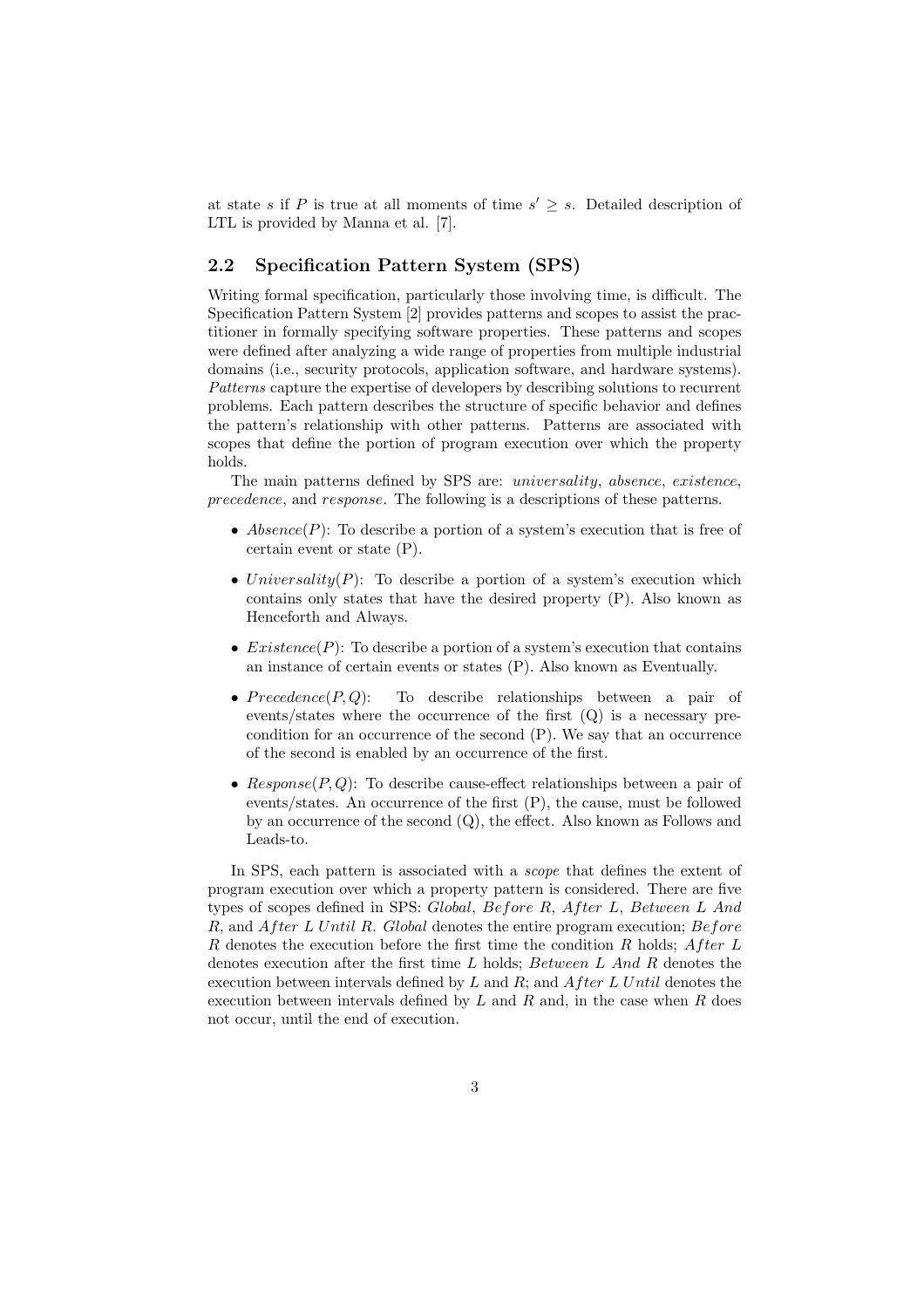at state $s$ if $P$ is true at all moments of time $s' \geq s$. Detailed description of LTL is provided by Manna et al. [7].

### 2.2 Specification Pattern System (SPS)

Writing formal specification, particularly those involving time, is difficult. The Specification Pattern System [2] provides patterns and scopes to assist the practitioner in formally specifying software properties. These patterns and scopes were defined after analyzing a wide range of properties from multiple industrial domains (i.e., security protocols, application software, and hardware systems). *Patterns* capture the expertise of developers by describing solutions to recurrent problems. Each pattern describes the structure of specific behavior and defines the pattern's relationship with other patterns. Patterns are associated with scopes that define the portion of program execution over which the property holds.

The main patterns defined by SPS are: *universality*, *absence*, *existence*, *precedence*, and *response*. The following is a descriptions of these patterns.

- $Absence(P)$: To describe a portion of a system's execution that is free of certain event or state (P).
- $Universality(P)$: To describe a portion of a system's execution which contains only states that have the desired property (P). Also known as Henceforth and Always.
- $Existence(P)$: To describe a portion of a system's execution that contains an instance of certain events or states (P). Also known as Eventually.
- $Precedence(P, Q)$: To describe relationships between a pair of events/states where the occurrence of the first (Q) is a necessary pre-condition for an occurrence of the second (P). We say that an occurrence of the second is enabled by an occurrence of the first.
- $Response(P, Q)$: To describe cause-effect relationships between a pair of events/states. An occurrence of the first (P), the cause, must be followed by an occurrence of the second (Q), the effect. Also known as Follows and Leads-to.

In SPS, each pattern is associated with a *scope* that defines the extent of program execution over which a property pattern is considered. There are five types of scopes defined in SPS: *Global*, $Before\ R$, $After\ L$, *Between* $L$ *And* $R$, and $After\ L\ Until\ R$. *Global* denotes the entire program execution; $Before\ R$ denotes the execution before the first time the condition $R$ holds; $After\ L$ denotes execution after the first time $L$ holds; *Between* $L$ *And* $R$ denotes the execution between intervals defined by $L$ and $R$; and $After\ L\ Until$ denotes the execution between intervals defined by $L$ and $R$ and, in the case when $R$ does not occur, until the end of execution.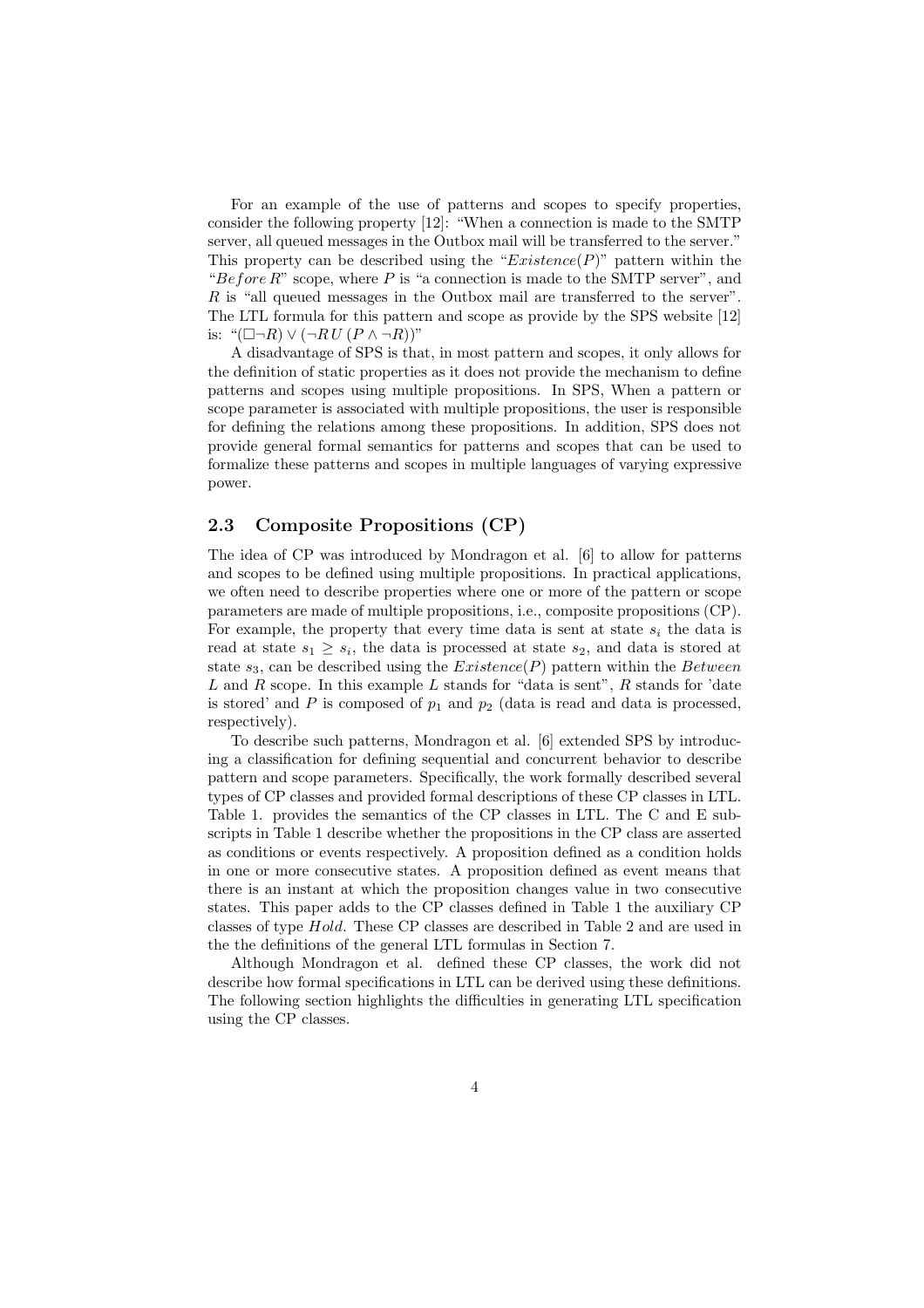For an example of the use of patterns and scopes to specify properties, consider the following property [12]: "When a connection is made to the SMTP server, all queued messages in the Outbox mail will be transferred to the server." This property can be described using the "$Existence(P)$" pattern within the "$Before\,R$" scope, where $P$ is "a connection is made to the SMTP server", and $R$ is "all queued messages in the Outbox mail are transferred to the server". The LTL formula for this pattern and scope as provide by the SPS website [12] is: "$(\Box\neg R) \vee (\neg R\,U\,(P \wedge \neg R))$"

A disadvantage of SPS is that, in most pattern and scopes, it only allows for the definition of static properties as it does not provide the mechanism to define patterns and scopes using multiple propositions. In SPS, When a pattern or scope parameter is associated with multiple propositions, the user is responsible for defining the relations among these propositions. In addition, SPS does not provide general formal semantics for patterns and scopes that can be used to formalize these patterns and scopes in multiple languages of varying expressive power.

## 2.3 Composite Propositions (CP)

The idea of CP was introduced by Mondragon et al. [6] to allow for patterns and scopes to be defined using multiple propositions. In practical applications, we often need to describe properties where one or more of the pattern or scope parameters are made of multiple propositions, i.e., composite propositions (CP). For example, the property that every time data is sent at state $s_i$ the data is read at state $s_1 \geq s_i$, the data is processed at state $s_2$, and data is stored at state $s_3$, can be described using the $Existence(P)$ pattern within the *Between* $L$ and $R$ scope. In this example $L$ stands for "data is sent", $R$ stands for 'date is stored' and $P$ is composed of $p_1$ and $p_2$ (data is read and data is processed, respectively).

To describe such patterns, Mondragon et al. [6] extended SPS by introducing a classification for defining sequential and concurrent behavior to describe pattern and scope parameters. Specifically, the work formally described several types of CP classes and provided formal descriptions of these CP classes in LTL. Table 1. provides the semantics of the CP classes in LTL. The C and E subscripts in Table 1 describe whether the propositions in the CP class are asserted as conditions or events respectively. A proposition defined as a condition holds in one or more consecutive states. A proposition defined as event means that there is an instant at which the proposition changes value in two consecutive states. This paper adds to the CP classes defined in Table 1 the auxiliary CP classes of type *Hold*. These CP classes are described in Table 2 and are used in the the definitions of the general LTL formulas in Section 7.

Although Mondragon et al. defined these CP classes, the work did not describe how formal specifications in LTL can be derived using these definitions. The following section highlights the difficulties in generating LTL specification using the CP classes.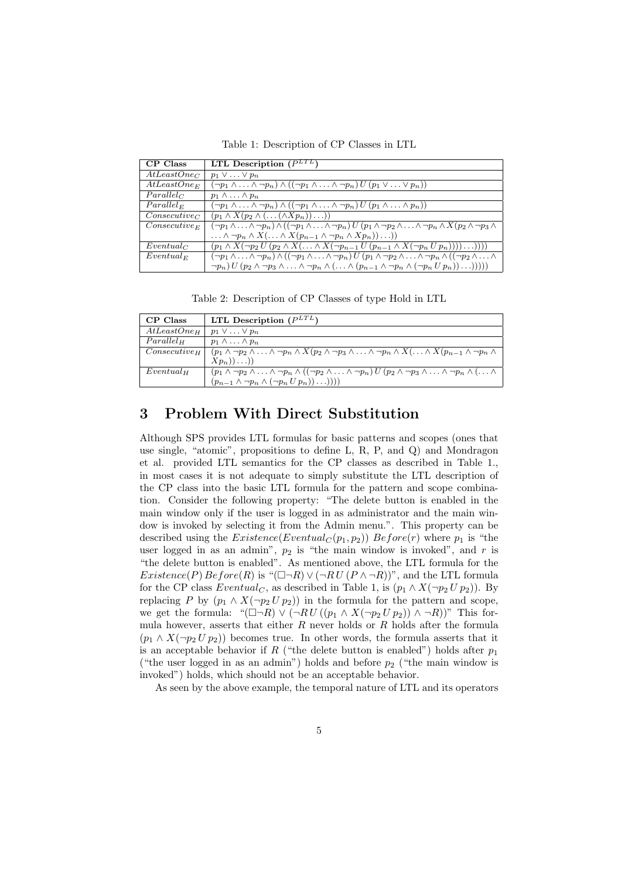Table 1: Description of CP Classes in LTL

| CP Class | LTL Description ($P^{LTL}$) |
|---|---|
| $AtLeastOne_C$ | $p_1 \vee \ldots \vee p_n$ |
| $AtLeastOne_E$ | $(\neg p_1 \wedge \ldots \wedge \neg p_n) \wedge ((\neg p_1 \wedge \ldots \wedge \neg p_n)\, U\, (p_1 \vee \ldots \vee p_n))$ |
| $Parallel_C$ | $p_1 \wedge \ldots \wedge p_n$ |
| $Parallel_E$ | $(\neg p_1 \wedge \ldots \wedge \neg p_n) \wedge ((\neg p_1 \wedge \ldots \wedge \neg p_n)\, U\, (p_1 \wedge \ldots \wedge p_n))$ |
| $Consecutive_C$ | $(p_1 \wedge X(p_2 \wedge (\ldots (\wedge X p_n)) \ldots))$ |
| $Consecutive_E$ | $(\neg p_1 \wedge \ldots \wedge \neg p_n) \wedge ((\neg p_1 \wedge \ldots \wedge \neg p_n)\, U\, (p_1 \wedge \neg p_2 \wedge \ldots \wedge \neg p_n \wedge X(p_2 \wedge \neg p_3 \wedge \ldots \wedge \neg p_n \wedge X(\ldots \wedge X(p_{n-1} \wedge \neg p_n \wedge X p_n)) \ldots))$ |
| $Eventual_C$ | $(p_1 \wedge X(\neg p_2\, U\, (p_2 \wedge X(\ldots \wedge X(\neg p_{n-1}\, U\, (p_{n-1} \wedge X(\neg p_n\, U\, p_n)))) \ldots))))$ |
| $Eventual_E$ | $(\neg p_1 \wedge \ldots \wedge \neg p_n) \wedge ((\neg p_1 \wedge \ldots \wedge \neg p_n)\, U\, (p_1 \wedge \neg p_2 \wedge \ldots \wedge \neg p_n \wedge ((\neg p_2 \wedge \ldots \wedge \neg p_n)\, U\, (p_2 \wedge \neg p_3 \wedge \ldots \wedge \neg p_n \wedge (\ldots \wedge (p_{n-1} \wedge \neg p_n \wedge (\neg p_n\, U\, p_n)) \ldots)))))$ |

Table 2: Description of CP Classes of type Hold in LTL

| CP Class | LTL Description ($P^{LTL}$) |
|---|---|
| $AtLeastOne_H$ | $p_1 \vee \ldots \vee p_n$ |
| $Parallel_H$ | $p_1 \wedge \ldots \wedge p_n$ |
| $Consecutive_H$ | $(p_1 \wedge \neg p_2 \wedge \ldots \wedge \neg p_n \wedge X(p_2 \wedge \neg p_3 \wedge \ldots \wedge \neg p_n \wedge X(\ldots \wedge X(p_{n-1} \wedge \neg p_n \wedge X p_n)) \ldots))$ |
| $Eventual_H$ | $(p_1 \wedge \neg p_2 \wedge \ldots \wedge \neg p_n \wedge ((\neg p_2 \wedge \ldots \wedge \neg p_n)\, U\, (p_2 \wedge \neg p_3 \wedge \ldots \wedge \neg p_n \wedge (\ldots \wedge (p_{n-1} \wedge \neg p_n \wedge (\neg p_n\, U\, p_n)) \ldots))))$ |

# 3 Problem With Direct Substitution

Although SPS provides LTL formulas for basic patterns and scopes (ones that use single, "atomic", propositions to define L, R, P, and Q) and Mondragon et al. provided LTL semantics for the CP classes as described in Table 1., in most cases it is not adequate to simply substitute the LTL description of the CP class into the basic LTL formula for the pattern and scope combination. Consider the following property: "The delete button is enabled in the main window only if the user is logged in as administrator and the main window is invoked by selecting it from the Admin menu.". This property can be described using the $Existence(Eventual_C(p_1, p_2))\ Before(r)$ where $p_1$ is "the user logged in as an admin", $p_2$ is "the main window is invoked", and $r$ is "the delete button is enabled". As mentioned above, the LTL formula for the $Existence(P)\, Before(R)$ is "$(\Box \neg R) \vee (\neg R\, U\, (P \wedge \neg R))$", and the LTL formula for the CP class $Eventual_C$, as described in Table 1, is $(p_1 \wedge X(\neg p_2\, U\, p_2))$. By replacing $P$ by $(p_1 \wedge X(\neg p_2\, U\, p_2))$ in the formula for the pattern and scope, we get the formula: "$(\Box \neg R) \vee (\neg R\, U\, ((p_1 \wedge X(\neg p_2\, U\, p_2)) \wedge \neg R))$" This formula however, asserts that either $R$ never holds or $R$ holds after the formula $(p_1 \wedge X(\neg p_2\, U\, p_2))$ becomes true. In other words, the formula asserts that it is an acceptable behavior if $R$ ("the delete button is enabled") holds after $p_1$ ("the user logged in as an admin") holds and before $p_2$ ("the main window is invoked") holds, which should not be an acceptable behavior.

As seen by the above example, the temporal nature of LTL and its operators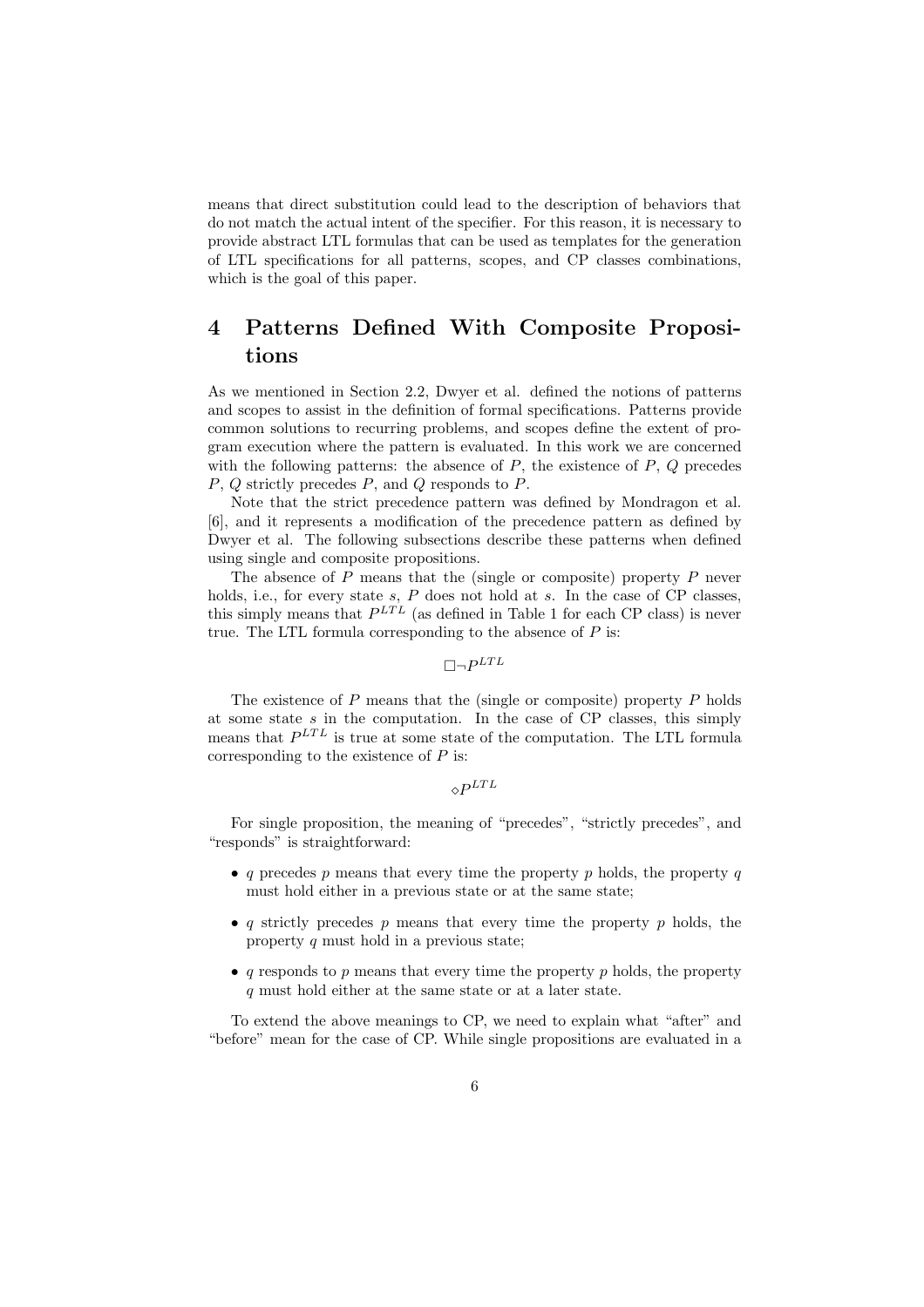means that direct substitution could lead to the description of behaviors that do not match the actual intent of the specifier. For this reason, it is necessary to provide abstract LTL formulas that can be used as templates for the generation of LTL specifications for all patterns, scopes, and CP classes combinations, which is the goal of this paper.

# 4 Patterns Defined With Composite Propositions

As we mentioned in Section 2.2, Dwyer et al. defined the notions of patterns and scopes to assist in the definition of formal specifications. Patterns provide common solutions to recurring problems, and scopes define the extent of program execution where the pattern is evaluated. In this work we are concerned with the following patterns: the absence of $P$, the existence of $P$, $Q$ precedes $P$, $Q$ strictly precedes $P$, and $Q$ responds to $P$.

Note that the strict precedence pattern was defined by Mondragon et al. [6], and it represents a modification of the precedence pattern as defined by Dwyer et al. The following subsections describe these patterns when defined using single and composite propositions.

The absence of $P$ means that the (single or composite) property $P$ never holds, i.e., for every state $s$, $P$ does not hold at $s$. In the case of CP classes, this simply means that $P^{LTL}$ (as defined in Table 1 for each CP class) is never true. The LTL formula corresponding to the absence of $P$ is:

$$\Box \neg P^{LTL}$$

The existence of $P$ means that the (single or composite) property $P$ holds at some state $s$ in the computation. In the case of CP classes, this simply means that $P^{LTL}$ is true at some state of the computation. The LTL formula corresponding to the existence of $P$ is:

$$\Diamond P^{LTL}$$

For single proposition, the meaning of "precedes", "strictly precedes", and "responds" is straightforward:

- $q$ precedes $p$ means that every time the property $p$ holds, the property $q$ must hold either in a previous state or at the same state;
- $q$ strictly precedes $p$ means that every time the property $p$ holds, the property $q$ must hold in a previous state;
- $q$ responds to $p$ means that every time the property $p$ holds, the property $q$ must hold either at the same state or at a later state.

To extend the above meanings to CP, we need to explain what "after" and "before" mean for the case of CP. While single propositions are evaluated in a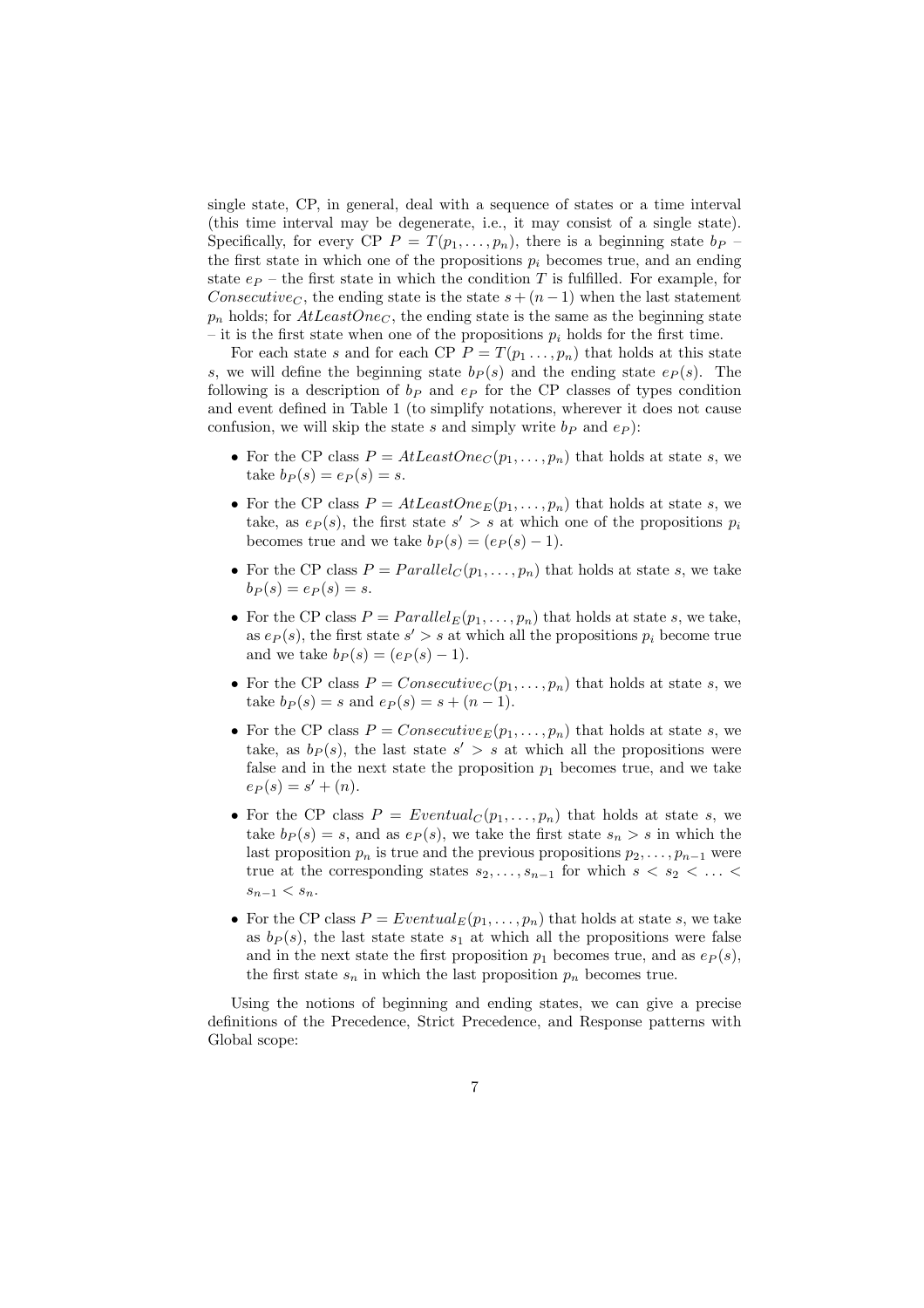single state, CP, in general, deal with a sequence of states or a time interval (this time interval may be degenerate, i.e., it may consist of a single state). Specifically, for every CP $P = T(p_1, \ldots, p_n)$, there is a beginning state $b_P$ – the first state in which one of the propositions $p_i$ becomes true, and an ending state $e_P$ – the first state in which the condition $T$ is fulfilled. For example, for $Consecutive_C$, the ending state is the state $s + (n-1)$ when the last statement $p_n$ holds; for $AtLeastOne_C$, the ending state is the same as the beginning state – it is the first state when one of the propositions $p_i$ holds for the first time.

For each state $s$ and for each CP $P = T(p_1 \ldots, p_n)$ that holds at this state $s$, we will define the beginning state $b_P(s)$ and the ending state $e_P(s)$. The following is a description of $b_P$ and $e_P$ for the CP classes of types condition and event defined in Table 1 (to simplify notations, wherever it does not cause confusion, we will skip the state $s$ and simply write $b_P$ and $e_P$):

- For the CP class $P = AtLeastOne_C(p_1, \ldots, p_n)$ that holds at state $s$, we take $b_P(s) = e_P(s) = s$.
- For the CP class $P = AtLeastOne_E(p_1, \ldots, p_n)$ that holds at state $s$, we take, as $e_P(s)$, the first state $s' > s$ at which one of the propositions $p_i$ becomes true and we take $b_P(s) = (e_P(s) - 1)$.
- For the CP class $P = Parallel_C(p_1, \ldots, p_n)$ that holds at state $s$, we take $b_P(s) = e_P(s) = s$.
- For the CP class $P = Parallel_E(p_1, \ldots, p_n)$ that holds at state $s$, we take, as $e_P(s)$, the first state $s' > s$ at which all the propositions $p_i$ become true and we take $b_P(s) = (e_P(s) - 1)$.
- For the CP class $P = Consecutive_C(p_1, \ldots, p_n)$ that holds at state $s$, we take $b_P(s) = s$ and $e_P(s) = s + (n-1)$.
- For the CP class $P = Consecutive_E(p_1, \ldots, p_n)$ that holds at state $s$, we take, as $b_P(s)$, the last state $s' > s$ at which all the propositions were false and in the next state the proposition $p_1$ becomes true, and we take $e_P(s) = s' + (n)$.
- For the CP class $P = Eventual_C(p_1, \ldots, p_n)$ that holds at state $s$, we take $b_P(s) = s$, and as $e_P(s)$, we take the first state $s_n > s$ in which the last proposition $p_n$ is true and the previous propositions $p_2, \ldots, p_{n-1}$ were true at the corresponding states $s_2, \ldots, s_{n-1}$ for which $s < s_2 < \ldots < s_{n-1} < s_n$.
- For the CP class $P = Eventual_E(p_1, \ldots, p_n)$ that holds at state $s$, we take as $b_P(s)$, the last state state $s_1$ at which all the propositions were false and in the next state the first proposition $p_1$ becomes true, and as $e_P(s)$, the first state $s_n$ in which the last proposition $p_n$ becomes true.

Using the notions of beginning and ending states, we can give a precise definitions of the Precedence, Strict Precedence, and Response patterns with Global scope: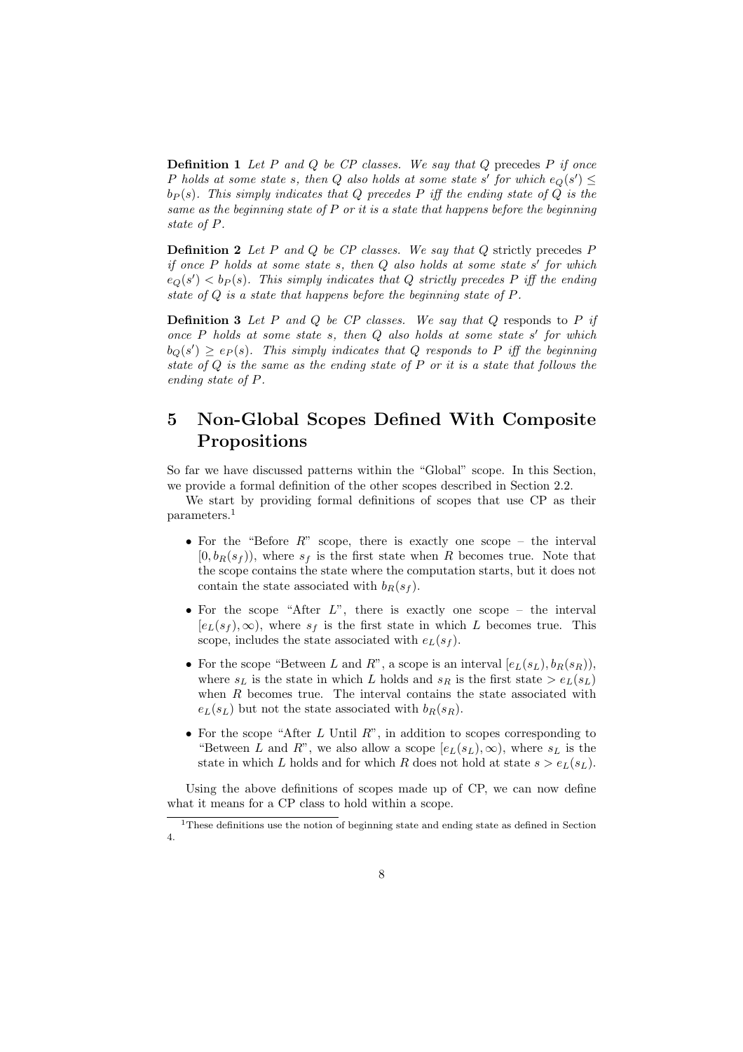**Definition 1** *Let $P$ and $Q$ be CP classes. We say that $Q$* precedes *$P$ if once $P$ holds at some state $s$, then $Q$ also holds at some state $s'$ for which $e_Q(s') \leq b_P(s)$. This simply indicates that $Q$ precedes $P$ iff the ending state of $Q$ is the same as the beginning state of $P$ or it is a state that happens before the beginning state of $P$.*

**Definition 2** *Let $P$ and $Q$ be CP classes. We say that $Q$* strictly precedes *$P$ if once $P$ holds at some state $s$, then $Q$ also holds at some state $s'$ for which $e_Q(s') < b_P(s)$. This simply indicates that $Q$ strictly precedes $P$ iff the ending state of $Q$ is a state that happens before the beginning state of $P$.*

**Definition 3** *Let $P$ and $Q$ be CP classes. We say that $Q$* responds to *$P$ if once $P$ holds at some state $s$, then $Q$ also holds at some state $s'$ for which $b_Q(s') \geq e_P(s)$. This simply indicates that $Q$ responds to $P$ iff the beginning state of $Q$ is the same as the ending state of $P$ or it is a state that follows the ending state of $P$.*

# 5 Non-Global Scopes Defined With Composite Propositions

So far we have discussed patterns within the "Global" scope. In this Section, we provide a formal definition of the other scopes described in Section 2.2.

We start by providing formal definitions of scopes that use CP as their parameters.[1]

- For the "Before $R$" scope, there is exactly one scope – the interval $[0, b_R(s_f))$, where $s_f$ is the first state when $R$ becomes true. Note that the scope contains the state where the computation starts, but it does not contain the state associated with $b_R(s_f)$.
- For the scope "After $L$", there is exactly one scope – the interval $[e_L(s_f), \infty)$, where $s_f$ is the first state in which $L$ becomes true. This scope, includes the state associated with $e_L(s_f)$.
- For the scope "Between $L$ and $R$", a scope is an interval $[e_L(s_L), b_R(s_R))$, where $s_L$ is the state in which $L$ holds and $s_R$ is the first state $> e_L(s_L)$ when $R$ becomes true. The interval contains the state associated with $e_L(s_L)$ but not the state associated with $b_R(s_R)$.
- For the scope "After $L$ Until $R$", in addition to scopes corresponding to "Between $L$ and $R$", we also allow a scope $[e_L(s_L), \infty)$, where $s_L$ is the state in which $L$ holds and for which $R$ does not hold at state $s > e_L(s_L)$.

Using the above definitions of scopes made up of CP, we can now define what it means for a CP class to hold within a scope.

[1] These definitions use the notion of beginning state and ending state as defined in Section 4.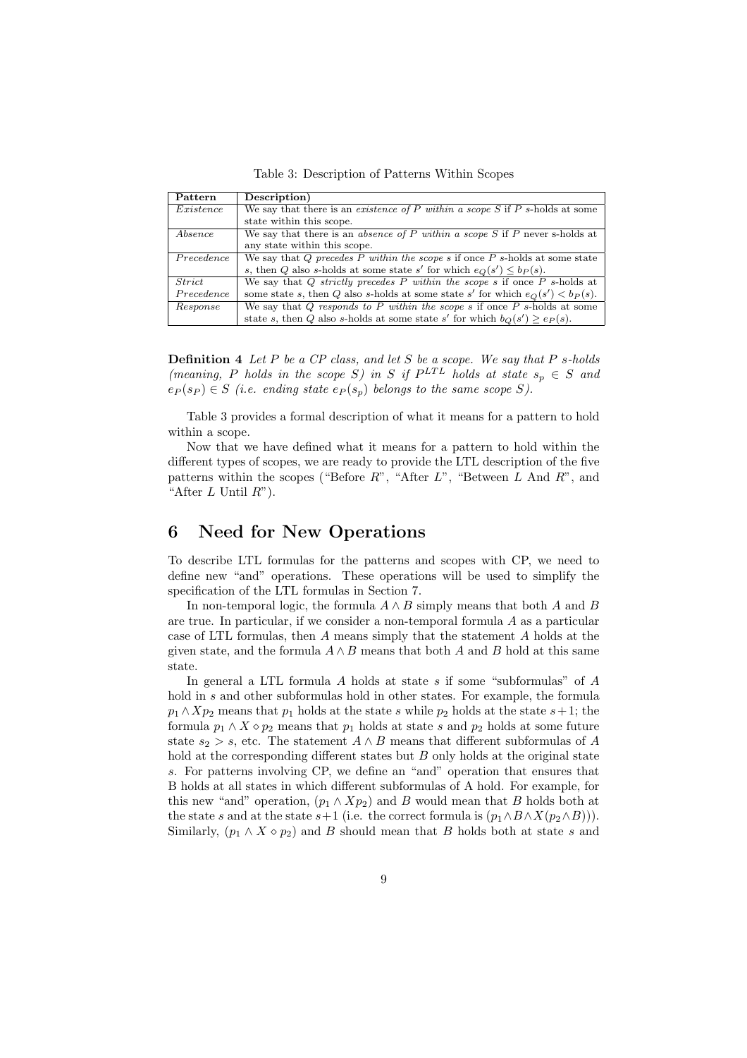Table 3: Description of Patterns Within Scopes

| Pattern | Description) |
|---|---|
| *Existence* | We say that there is an *existence of P within a scope S* if $P$ s-holds at some state within this scope. |
| *Absence* | We say that there is an *absence of P within a scope S* if $P$ never s-holds at any state within this scope. |
| *Precedence* | We say that *Q precedes P within the scope s* if once $P$ s-holds at some state $s$, then $Q$ also s-holds at some state $s'$ for which $e_Q(s') \leq b_P(s)$. |
| *Strict Precedence* | We say that *Q strictly precedes P within the scope s* if once $P$ s-holds at some state $s$, then $Q$ also s-holds at some state $s'$ for which $e_Q(s') < b_P(s)$. |
| *Response* | We say that *Q responds to P within the scope s* if once $P$ s-holds at some state $s$, then $Q$ also s-holds at some state $s'$ for which $b_Q(s') \geq e_P(s)$. |

**Definition 4** *Let $P$ be a CP class, and let $S$ be a scope. We say that $P$ s-holds (meaning, $P$ holds in the scope $S$) in $S$ if $P^{LTL}$ holds at state $s_p \in S$ and $e_P(s_P) \in S$ (i.e. ending state $e_P(s_p)$ belongs to the same scope $S$).*

Table 3 provides a formal description of what it means for a pattern to hold within a scope.

Now that we have defined what it means for a pattern to hold within the different types of scopes, we are ready to provide the LTL description of the five patterns within the scopes ("Before $R$", "After $L$", "Between $L$ And $R$", and "After $L$ Until $R$").

# 6 Need for New Operations

To describe LTL formulas for the patterns and scopes with CP, we need to define new "and" operations. These operations will be used to simplify the specification of the LTL formulas in Section 7.

In non-temporal logic, the formula $A \wedge B$ simply means that both $A$ and $B$ are true. In particular, if we consider a non-temporal formula $A$ as a particular case of LTL formulas, then $A$ means simply that the statement $A$ holds at the given state, and the formula $A \wedge B$ means that both $A$ and $B$ hold at this same state.

In general a LTL formula $A$ holds at state $s$ if some "subformulas" of $A$ hold in $s$ and other subformulas hold in other states. For example, the formula $p_1 \wedge Xp_2$ means that $p_1$ holds at the state $s$ while $p_2$ holds at the state $s+1$; the formula $p_1 \wedge X \diamond p_2$ means that $p_1$ holds at state $s$ and $p_2$ holds at some future state $s_2 > s$, etc. The statement $A \wedge B$ means that different subformulas of $A$ hold at the corresponding different states but $B$ only holds at the original state $s$. For patterns involving CP, we define an "and" operation that ensures that B holds at all states in which different subformulas of A hold. For example, for this new "and" operation, $(p_1 \wedge Xp_2)$ and $B$ would mean that $B$ holds both at the state $s$ and at the state $s+1$ (i.e. the correct formula is $(p_1 \wedge B \wedge X(p_2 \wedge B))$). Similarly, $(p_1 \wedge X \diamond p_2)$ and $B$ should mean that $B$ holds both at state $s$ and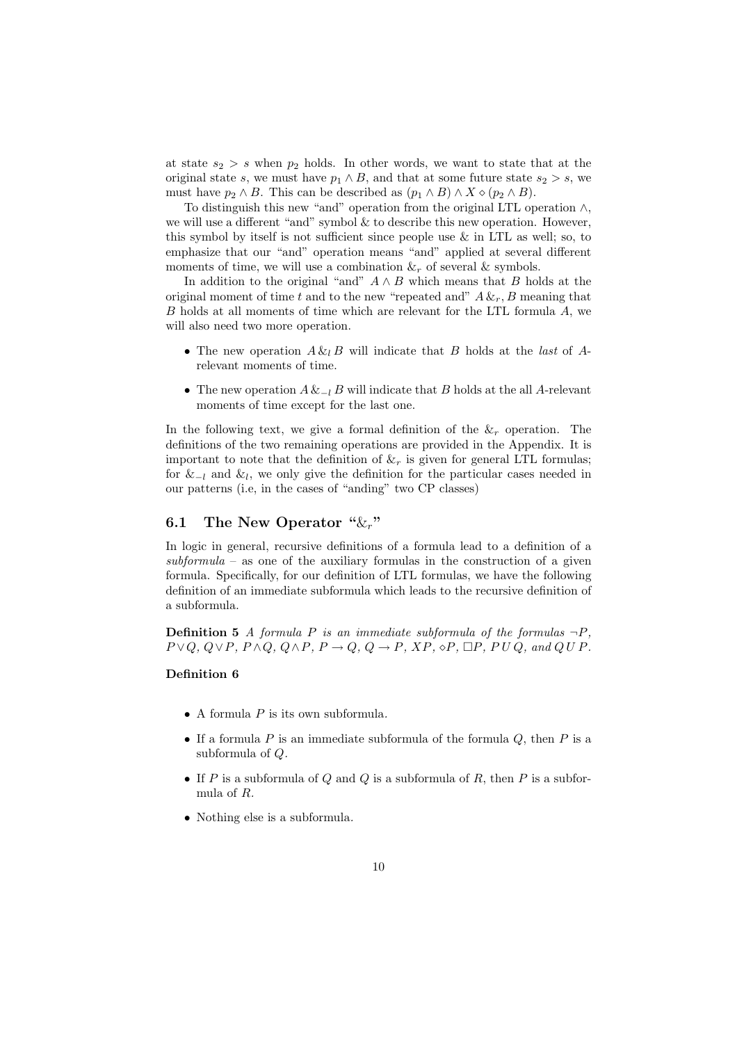at state $s_2 > s$ when $p_2$ holds. In other words, we want to state that at the original state $s$, we must have $p_1 \wedge B$, and that at some future state $s_2 > s$, we must have $p_2 \wedge B$. This can be described as $(p_1 \wedge B) \wedge X \diamond (p_2 \wedge B)$.

To distinguish this new "and" operation from the original LTL operation $\wedge$, we will use a different "and" symbol & to describe this new operation. However, this symbol by itself is not sufficient since people use & in LTL as well; so, to emphasize that our "and" operation means "and" applied at several different moments of time, we will use a combination $\&_r$ of several & symbols.

In addition to the original "and" $A \wedge B$ which means that $B$ holds at the original moment of time $t$ and to the new "repeated and" $A \&_r, B$ meaning that $B$ holds at all moments of time which are relevant for the LTL formula $A$, we will also need two more operation.

- The new operation $A \&_l B$ will indicate that $B$ holds at the *last* of $A$-relevant moments of time.
- The new operation $A \&_{-l} B$ will indicate that $B$ holds at the all $A$-relevant moments of time except for the last one.

In the following text, we give a formal definition of the $\&_r$ operation. The definitions of the two remaining operations are provided in the Appendix. It is important to note that the definition of $\&_r$ is given for general LTL formulas; for $\&_{-l}$ and $\&_l$, we only give the definition for the particular cases needed in our patterns (i.e, in the cases of "anding" two CP classes)

## 6.1 The New Operator "$\&_r$"

In logic in general, recursive definitions of a formula lead to a definition of a *subformula* – as one of the auxiliary formulas in the construction of a given formula. Specifically, for our definition of LTL formulas, we have the following definition of an immediate subformula which leads to the recursive definition of a subformula.

**Definition 5** *A formula $P$ is an immediate subformula of the formulas $\neg P$, $P \vee Q$, $Q \vee P$, $P \wedge Q$, $Q \wedge P$, $P \rightarrow Q$, $Q \rightarrow P$, $XP$, $\diamond P$, $\Box P$, $P\,U\,Q$, and $Q\,U\,P$.*

**Definition 6**

- A formula $P$ is its own subformula.
- If a formula $P$ is an immediate subformula of the formula $Q$, then $P$ is a subformula of $Q$.
- If $P$ is a subformula of $Q$ and $Q$ is a subformula of $R$, then $P$ is a subformula of $R$.
- Nothing else is a subformula.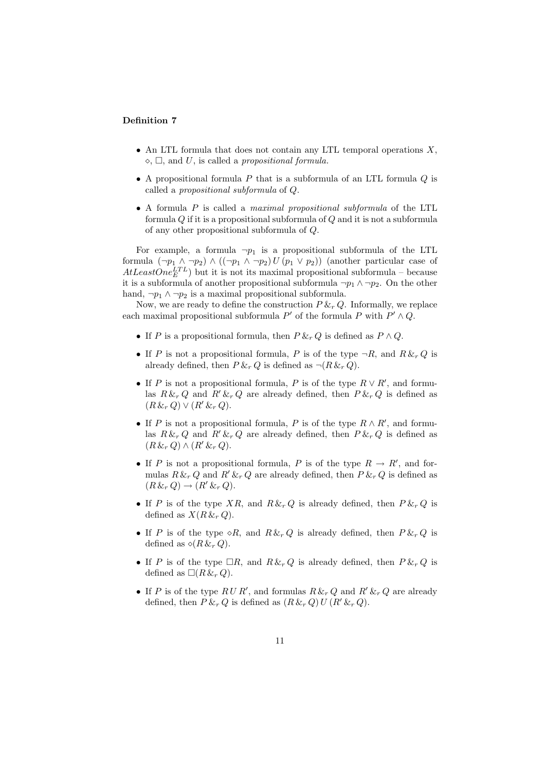**Definition 7**

- An LTL formula that does not contain any LTL temporal operations $X$, $\diamond$, $\Box$, and $U$, is called a *propositional formula.*
- A propositional formula $P$ that is a subformula of an LTL formula $Q$ is called a *propositional subformula* of $Q$.
- A formula $P$ is called a *maximal propositional subformula* of the LTL formula $Q$ if it is a propositional subformula of $Q$ and it is not a subformula of any other propositional subformula of $Q$.

For example, a formula $\neg p_1$ is a propositional subformula of the LTL formula $(\neg p_1 \wedge \neg p_2) \wedge ((\neg p_1 \wedge \neg p_2)\, U\, (p_1 \vee p_2))$ (another particular case of $AtLeastOne_E^{LTL}$) but it is not its maximal propositional subformula – because it is a subformula of another propositional subformula $\neg p_1 \wedge \neg p_2$. On the other hand, $\neg p_1 \wedge \neg p_2$ is a maximal propositional subformula.

Now, we are ready to define the construction $P \,\&_r\, Q$. Informally, we replace each maximal propositional subformula $P'$ of the formula $P$ with $P' \wedge Q$.

- If $P$ is a propositional formula, then $P \,\&_r\, Q$ is defined as $P \wedge Q$.
- If $P$ is not a propositional formula, $P$ is of the type $\neg R$, and $R \,\&_r\, Q$ is already defined, then $P \,\&_r\, Q$ is defined as $\neg(R \,\&_r\, Q)$.
- If $P$ is not a propositional formula, $P$ is of the type $R \vee R'$, and formulas $R \,\&_r\, Q$ and $R' \,\&_r\, Q$ are already defined, then $P \,\&_r\, Q$ is defined as $(R \,\&_r\, Q) \vee (R' \,\&_r\, Q)$.
- If $P$ is not a propositional formula, $P$ is of the type $R \wedge R'$, and formulas $R \,\&_r\, Q$ and $R' \,\&_r\, Q$ are already defined, then $P \,\&_r\, Q$ is defined as $(R \,\&_r\, Q) \wedge (R' \,\&_r\, Q)$.
- If $P$ is not a propositional formula, $P$ is of the type $R \rightarrow R'$, and formulas $R \,\&_r\, Q$ and $R' \,\&_r\, Q$ are already defined, then $P \,\&_r\, Q$ is defined as $(R \,\&_r\, Q) \rightarrow (R' \,\&_r\, Q)$.
- If $P$ is of the type $XR$, and $R \,\&_r\, Q$ is already defined, then $P \,\&_r\, Q$ is defined as $X(R \,\&_r\, Q)$.
- If $P$ is of the type $\diamond R$, and $R \,\&_r\, Q$ is already defined, then $P \,\&_r\, Q$ is defined as $\diamond(R \,\&_r\, Q)$.
- If $P$ is of the type $\Box R$, and $R \,\&_r\, Q$ is already defined, then $P \,\&_r\, Q$ is defined as $\Box(R \,\&_r\, Q)$.
- If $P$ is of the type $R\, U\, R'$, and formulas $R \,\&_r\, Q$ and $R' \,\&_r\, Q$ are already defined, then $P \,\&_r\, Q$ is defined as $(R \,\&_r\, Q)\, U\, (R' \,\&_r\, Q)$.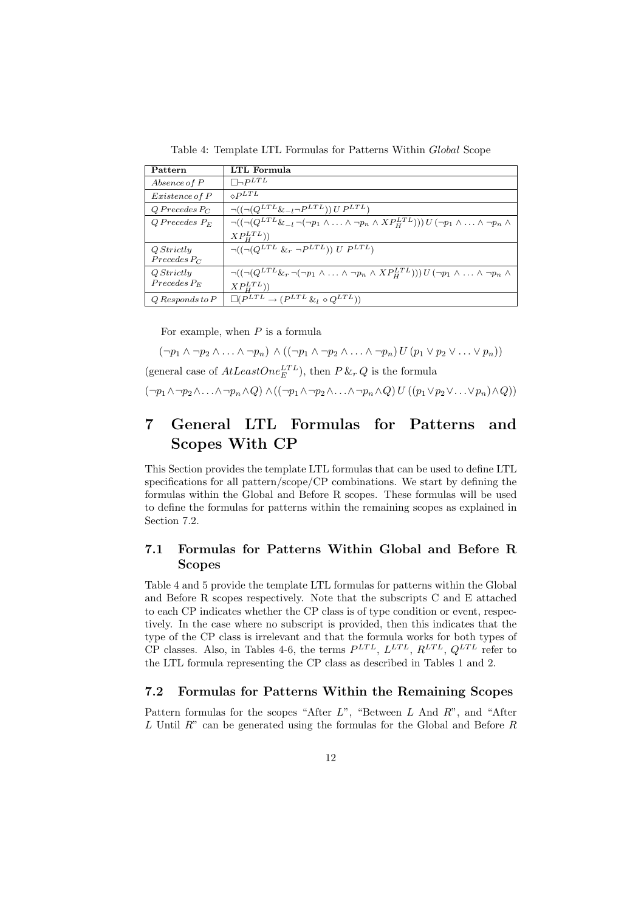Table 4: Template LTL Formulas for Patterns Within *Global* Scope

| Pattern | LTL Formula |
| --- | --- |
| $Absence\,of\,P$ | $\Box\neg P^{LTL}$ |
| $Existence\,of\,P$ | $\diamond P^{LTL}$ |
| $Q\,Precedes\,P_C$ | $\neg((\neg(Q^{LTL}\&_{-l}\neg P^{LTL}))\,U\,P^{LTL})$ |
| $Q\,Precedes\,P_E$ | $\neg((\neg(Q^{LTL}\&_{-l}\neg(\neg p_1 \wedge \ldots \wedge \neg p_n \wedge XP_H^{LTL})))\,U\,(\neg p_1 \wedge \ldots \wedge \neg p_n \wedge XP_H^{LTL}))$ |
| $Q\,Strictly\,Precedes\,P_C$ | $\neg((\neg(Q^{LTL}\,\&_r\,\neg P^{LTL}))\;U\;P^{LTL})$ |
| $Q\,Strictly\,Precedes\,P_E$ | $\neg((\neg(Q^{LTL}\&_r\neg(\neg p_1 \wedge \ldots \wedge \neg p_n \wedge XP_H^{LTL})))\,U\,(\neg p_1 \wedge \ldots \wedge \neg p_n \wedge XP_H^{LTL}))$ |
| $Q\,Responds\,to\,P$ | $\Box(P^{LTL} \rightarrow (P^{LTL}\,\&_l\,\diamond Q^{LTL}))$ |

For example, when $P$ is a formula

$$(\neg p_1 \wedge \neg p_2 \wedge \ldots \wedge \neg p_n) \wedge ((\neg p_1 \wedge \neg p_2 \wedge \ldots \wedge \neg p_n)\,U\,(p_1 \vee p_2 \vee \ldots \vee p_n))$$

(general case of $AtLeastOne_E^{LTL}$), then $P\,\&_r\,Q$ is the formula

$$(\neg p_1 \wedge \neg p_2 \wedge \ldots \wedge \neg p_n \wedge Q) \wedge ((\neg p_1 \wedge \neg p_2 \wedge \ldots \wedge \neg p_n \wedge Q)\,U\,((p_1 \vee p_2 \vee \ldots \vee p_n) \wedge Q))$$

# 7 General LTL Formulas for Patterns and Scopes With CP

This Section provides the template LTL formulas that can be used to define LTL specifications for all pattern/scope/CP combinations. We start by defining the formulas within the Global and Before R scopes. These formulas will be used to define the formulas for patterns within the remaining scopes as explained in Section 7.2.

## 7.1 Formulas for Patterns Within Global and Before R Scopes

Table 4 and 5 provide the template LTL formulas for patterns within the Global and Before R scopes respectively. Note that the subscripts C and E attached to each CP indicates whether the CP class is of type condition or event, respectively. In the case where no subscript is provided, then this indicates that the type of the CP class is irrelevant and that the formula works for both types of CP classes. Also, in Tables 4-6, the terms $P^{LTL}$, $L^{LTL}$, $R^{LTL}$, $Q^{LTL}$ refer to the LTL formula representing the CP class as described in Tables 1 and 2.

## 7.2 Formulas for Patterns Within the Remaining Scopes

Pattern formulas for the scopes "After $L$", "Between $L$ And $R$", and "After $L$ Until $R$" can be generated using the formulas for the Global and Before $R$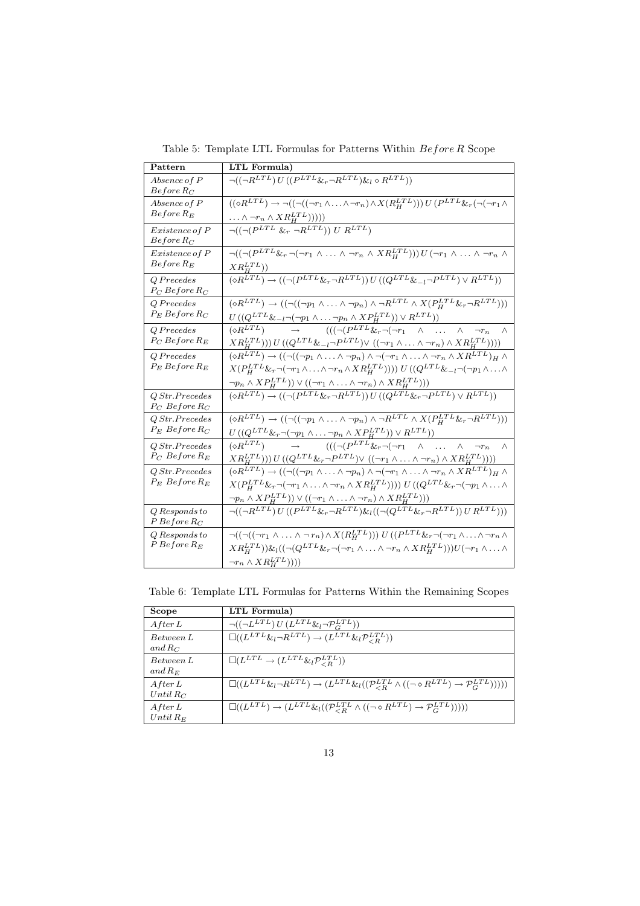Table 5: Template LTL Formulas for Patterns Within $Before\, R$ Scope

| Pattern | LTL Formula) |
|---|---|
| $Absence\, of\, P$ $Before\, R_C$ | $\neg((\neg R^{LTL})\, U\, ((P^{LTL} \&_r \neg R^{LTL}) \&_l \diamond R^{LTL}))$ |
| $Absence\, of\, P$ $Before\, R_E$ | $((\diamond R^{LTL}) \rightarrow \neg((\neg((\neg r_1 \wedge \ldots \wedge \neg r_n) \wedge X(R_H^{LTL})))\, U\, (P^{LTL} \&_r (\neg(\neg r_1 \wedge \ldots \wedge \neg r_n \wedge XR_H^{LTL})))))$ |
| $Existence\, of\, P$ $Before\, R_C$ | $\neg((\neg(P^{LTL}\, \&_r\, \neg R^{LTL}))\; U\; R^{LTL})$ |
| $Existence\, of\, P$ $Before\, R_E$ | $\neg((\neg(P^{LTL} \&_r \neg(\neg r_1 \wedge \ldots \wedge \neg r_n \wedge XR_H^{LTL})))\, U\, (\neg r_1 \wedge \ldots \wedge \neg r_n \wedge XR_H^{LTL}))$ |
| $Q\, Precedes$ $P_C\, Before\, R_C$ | $(\diamond R^{LTL}) \rightarrow ((\neg(P^{LTL} \&_r \neg R^{LTL}))\, U\, ((Q^{LTL} \&_{-l} \neg P^{LTL}) \vee R^{LTL}))$ |
| $Q\, Precedes$ $P_E\, Before\, R_C$ | $(\diamond R^{LTL}) \rightarrow ((\neg((\neg p_1 \wedge \ldots \wedge \neg p_n) \wedge \neg R^{LTL} \wedge X(P_H^{LTL} \&_r \neg R^{LTL})))\, U\, ((Q^{LTL} \&_{-l} \neg(\neg p_1 \wedge \ldots \neg p_n \wedge XP_H^{LTL})) \vee R^{LTL}))$ |
| $Q\, Precedes$ $P_C\, Before\, R_E$ | $(\diamond R^{LTL}) \rightarrow (((\neg(P^{LTL} \&_r \neg(\neg r_1 \wedge \ldots \wedge \neg r_n \wedge XR_H^{LTL})))\, U\, ((Q^{LTL} \&_{-l} \neg P^{LTL}) \vee ((\neg r_1 \wedge \ldots \wedge \neg r_n) \wedge XR_H^{LTL})))$ |
| $Q\, Precedes$ $P_E\, Before\, R_E$ | $(\diamond R^{LTL}) \rightarrow ((\neg((\neg p_1 \wedge \ldots \wedge \neg p_n) \wedge \neg(\neg r_1 \wedge \ldots \wedge \neg r_n \wedge XR^{LTL})_H \wedge X(P_H^{LTL} \&_r \neg(\neg r_1 \wedge \ldots \wedge \neg r_n \wedge XR_H^{LTL}))))\, U\, ((Q^{LTL} \&_{-l} \neg(\neg p_1 \wedge \ldots \wedge \neg p_n \wedge XP_H^{LTL})) \vee ((\neg r_1 \wedge \ldots \wedge \neg r_n) \wedge XR_H^{LTL})))$ |
| $Q\, Str.Precedes$ $P_C\;\, Before\, R_C$ | $(\diamond R^{LTL}) \rightarrow ((\neg(P^{LTL} \&_r \neg R^{LTL}))\, U\, ((Q^{LTL} \&_r \neg P^{LTL}) \vee R^{LTL}))$ |
| $Q\, Str.Precedes$ $P_E\;\, Before\, R_C$ | $(\diamond R^{LTL}) \rightarrow ((\neg((\neg p_1 \wedge \ldots \wedge \neg p_n) \wedge \neg R^{LTL} \wedge X(P_H^{LTL} \&_r \neg R^{LTL})))\, U\, ((Q^{LTL} \&_r \neg(\neg p_1 \wedge \ldots \neg p_n \wedge XP_H^{LTL})) \vee R^{LTL}))$ |
| $Q\, Str.Precedes$ $P_C\;\, Before\, R_E$ | $(\diamond R^{LTL}) \rightarrow (((\neg(P^{LTL} \&_r \neg(\neg r_1 \wedge \ldots \wedge \neg r_n \wedge XR_H^{LTL})))\, U\, ((Q^{LTL} \&_r \neg P^{LTL}) \vee ((\neg r_1 \wedge \ldots \wedge \neg r_n) \wedge XR_H^{LTL})))$ |
| $Q\, Str.Precedes$ $P_E\;\, Before\, R_E$ | $(\diamond R^{LTL}) \rightarrow ((\neg((\neg p_1 \wedge \ldots \wedge \neg p_n) \wedge \neg(\neg r_1 \wedge \ldots \wedge \neg r_n \wedge XR^{LTL})_H \wedge X(P_H^{LTL} \&_r \neg(\neg r_1 \wedge \ldots \wedge \neg r_n \wedge XR_H^{LTL}))))\, U\, ((Q^{LTL} \&_r \neg(\neg p_1 \wedge \ldots \wedge \neg p_n \wedge XP_H^{LTL})) \vee ((\neg r_1 \wedge \ldots \wedge \neg r_n) \wedge XR_H^{LTL})))$ |
| $Q\, Responds\, to$ $P\, Before\, R_C$ | $\neg((\neg R^{LTL})\, U\, ((P^{LTL} \&_r \neg R^{LTL}) \&_l ((\neg(Q^{LTL} \&_r \neg R^{LTL}))\, U\, R^{LTL})))$ |
| $Q\, Responds\, to$ $P\, Before\, R_E$ | $\neg((\neg((\neg r_1 \wedge \ldots \wedge \neg r_n) \wedge X(R_H^{LTL})))\, U\, ((P^{LTL} \&_r \neg(\neg r_1 \wedge \ldots \wedge \neg r_n \wedge XR_H^{LTL})) \&_l ((\neg(Q^{LTL} \&_r \neg(\neg r_1 \wedge \ldots \wedge \neg r_n \wedge XR_H^{LTL})))U(\neg r_1 \wedge \ldots \wedge \neg r_n \wedge XR_H^{LTL}))))$ |

Table 6: Template LTL Formulas for Patterns Within the Remaining Scopes

| Scope | LTL Formula) |
|---|---|
| $After\, L$ | $\neg((\neg L^{LTL})\, U\, (L^{LTL} \&_l \neg \mathcal{P}_G^{LTL}))$ |
| $Between\, L$ $and\, R_C$ | $\Box((L^{LTL} \&_l \neg R^{LTL}) \rightarrow (L^{LTL} \&_l \mathcal{P}_{<R}^{LTL}))$ |
| $Between\, L$ $and\, R_E$ | $\Box(L^{LTL} \rightarrow (L^{LTL} \&_l \mathcal{P}_{<R}^{LTL}))$ |
| $After\, L$ $Until\, R_C$ | $\Box((L^{LTL} \&_l \neg R^{LTL}) \rightarrow (L^{LTL} \&_l ((\mathcal{P}_{<R}^{LTL} \wedge ((\neg \diamond R^{LTL}) \rightarrow \mathcal{P}_G^{LTL})))))$ |
| $After\, L$ $Until\, R_E$ | $\Box((L^{LTL}) \rightarrow (L^{LTL} \&_l ((\mathcal{P}_{<R}^{LTL} \wedge ((\neg \diamond R^{LTL}) \rightarrow \mathcal{P}_G^{LTL})))))$ |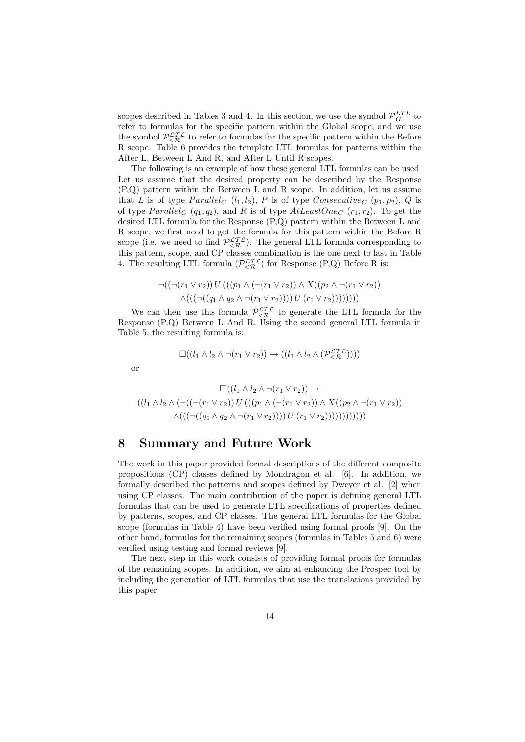scopes described in Tables 3 and 4. In this section, we use the symbol $\mathcal{P}_{G}^{LTL}$ to refer to formulas for the specific pattern within the Global scope, and we use the symbol $\mathcal{P}_{<\mathcal{R}}^{\mathcal{LTL}}$ to refer to formulas for the specific pattern within the Before R scope. Table 6 provides the template LTL formulas for patterns within the After L, Between L And R, and After L Until R scopes.

The following is an example of how these general LTL formulas can be used. Let us assume that the desired property can be described by the Response (P,Q) pattern within the Between L and R scope. In addition, let us assume that $L$ is of type $Parallel_C$ $(l_1, l_2)$, $P$ is of type $Consecutive_C$ $(p_1, p_2)$, $Q$ is of type $Parallel_C$ $(q_1, q_2)$, and $R$ is of type $AtLeastOne_C$ $(r_1, r_2)$. To get the desired LTL formula for the Response (P,Q) pattern within the Between L and R scope, we first need to get the formula for this pattern within the Before R scope (i.e. we need to find $\mathcal{P}_{<\mathcal{R}}^{\mathcal{LTL}}$). The general LTL formula corresponding to this pattern, scope, and CP classes combination is the one next to last in Table 4. The resulting LTL formula ($\mathcal{P}_{<\mathcal{R}}^{\mathcal{LTL}}$) for Response (P,Q) Before R is:

$$\neg((\neg(r_1 \vee r_2))\, U\, (((p_1 \wedge (\neg(r_1 \vee r_2)) \wedge X((p_2 \wedge \neg(r_1 \vee r_2)) \\ \wedge(((\neg((q_1 \wedge q_2 \wedge \neg(r_1 \vee r_2))))\, U\, (r_1 \vee r_2))))))))$$

We can then use this formula $\mathcal{P}_{<\mathcal{R}}^{\mathcal{LTL}}$ to generate the LTL formula for the Response (P,Q) Between L And R. Using the second general LTL formula in Table 5, the resulting formula is:

$$\Box((l_1 \wedge l_2 \wedge \neg(r_1 \vee r_2)) \rightarrow ((l_1 \wedge l_2 \wedge (\mathcal{P}_{<\mathcal{R}}^{\mathcal{LTL}}))))$$

or

$$\Box((l_1 \wedge l_2 \wedge \neg(r_1 \vee r_2)) \rightarrow \\ ((l_1 \wedge l_2 \wedge (\neg((\neg(r_1 \vee r_2))\, U\, (((p_1 \wedge (\neg(r_1 \vee r_2)) \wedge X((p_2 \wedge \neg(r_1 \vee r_2)) \\ \wedge(((\neg((q_1 \wedge q_2 \wedge \neg(r_1 \vee r_2))))\, U\, (r_1 \vee r_2)))))))))))$$

# 8 Summary and Future Work

The work in this paper provided formal descriptions of the different composite propositions (CP) classes defined by Mondragon et al. [6]. In addition, we formally described the patterns and scopes defined by Dweyer et al. [2] when using CP classes. The main contribution of the paper is defining general LTL formulas that can be used to generate LTL specifications of properties defined by patterns, scopes, and CP classes. The general LTL formulas for the Global scope (formulas in Table 4) have been verified using formal proofs [9]. On the other hand, formulas for the remaining scopes (formulas in Tables 5 and 6) were verified using testing and formal reviews [9].

The next step in this work consists of providing formal proofs for formulas of the remaining scopes. In addition, we aim at enhancing the Prospec tool by including the generation of LTL formulas that use the translations provided by this paper.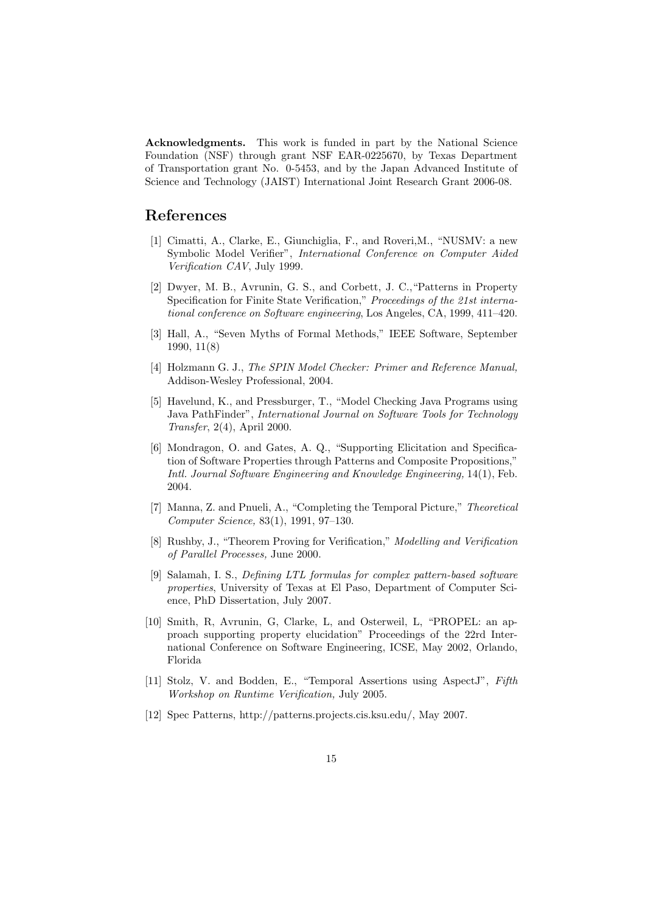**Acknowledgments.** This work is funded in part by the National Science Foundation (NSF) through grant NSF EAR-0225670, by Texas Department of Transportation grant No. 0-5453, and by the Japan Advanced Institute of Science and Technology (JAIST) International Joint Research Grant 2006-08.

## References

[1] Cimatti, A., Clarke, E., Giunchiglia, F., and Roveri,M., "NUSMV: a new Symbolic Model Verifier", *International Conference on Computer Aided Verification CAV*, July 1999.

[2] Dwyer, M. B., Avrunin, G. S., and Corbett, J. C.,"Patterns in Property Specification for Finite State Verification," *Proceedings of the 21st international conference on Software engineering*, Los Angeles, CA, 1999, 411–420.

[3] Hall, A., "Seven Myths of Formal Methods," IEEE Software, September 1990, 11(8)

[4] Holzmann G. J., *The SPIN Model Checker: Primer and Reference Manual,* Addison-Wesley Professional, 2004.

[5] Havelund, K., and Pressburger, T., "Model Checking Java Programs using Java PathFinder", *International Journal on Software Tools for Technology Transfer*, 2(4), April 2000.

[6] Mondragon, O. and Gates, A. Q., "Supporting Elicitation and Specification of Software Properties through Patterns and Composite Propositions," *Intl. Journal Software Engineering and Knowledge Engineering,* 14(1), Feb. 2004.

[7] Manna, Z. and Pnueli, A., "Completing the Temporal Picture," *Theoretical Computer Science,* 83(1), 1991, 97–130.

[8] Rushby, J., "Theorem Proving for Verification," *Modelling and Verification of Parallel Processes,* June 2000.

[9] Salamah, I. S., *Defining LTL formulas for complex pattern-based software properties*, University of Texas at El Paso, Department of Computer Science, PhD Dissertation, July 2007.

[10] Smith, R, Avrunin, G, Clarke, L, and Osterweil, L, "PROPEL: an approach supporting property elucidation" Proceedings of the 22rd International Conference on Software Engineering, ICSE, May 2002, Orlando, Florida

[11] Stolz, V. and Bodden, E., "Temporal Assertions using AspectJ", *Fifth Workshop on Runtime Verification,* July 2005.

[12] Spec Patterns, http://patterns.projects.cis.ksu.edu/, May 2007.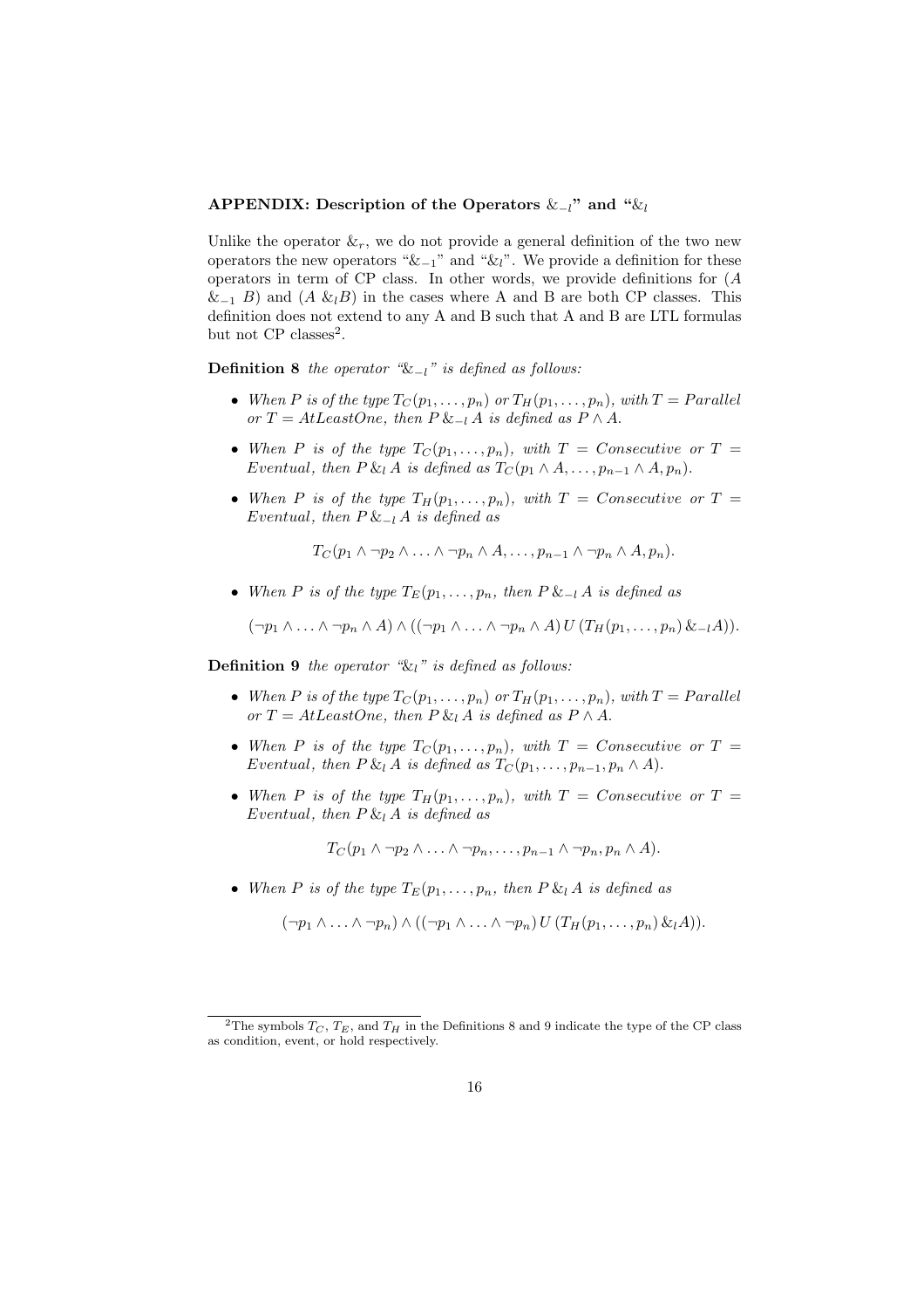### APPENDIX: Description of the Operators $\&_{-l}$" and "$\&_l$

Unlike the operator $\&_r$, we do not provide a general definition of the two new operators the new operators "$\&_{-1}$" and "$\&_l$". We provide a definition for these operators in term of CP class. In other words, we provide definitions for ($A$ $\&_{-1}$ $B$) and ($A$ $\&_l B$) in the cases where A and B are both CP classes. This definition does not extend to any A and B such that A and B are LTL formulas but not CP classes[2].

**Definition 8** *the operator "$\&_{-l}$" is defined as follows:*

- *When $P$ is of the type $T_C(p_1, \ldots, p_n)$ or $T_H(p_1, \ldots, p_n)$, with $T = Parallel$ or $T = AtLeastOne$, then $P \,\&_{-l}\, A$ is defined as $P \wedge A$.*
- *When $P$ is of the type $T_C(p_1, \ldots, p_n)$, with $T = Consecutive$ or $T = Eventual$, then $P \,\&_l\, A$ is defined as $T_C(p_1 \wedge A, \ldots, p_{n-1} \wedge A, p_n)$.*
- *When $P$ is of the type $T_H(p_1, \ldots, p_n)$, with $T = Consecutive$ or $T = Eventual$, then $P \,\&_{-l}\, A$ is defined as*

$$T_C(p_1 \wedge \neg p_2 \wedge \ldots \wedge \neg p_n \wedge A, \ldots, p_{n-1} \wedge \neg p_n \wedge A, p_n).$$

- *When $P$ is of the type $T_E(p_1, \ldots, p_n$, then $P \,\&_{-l}\, A$ is defined as*

$$(\neg p_1 \wedge \ldots \wedge \neg p_n \wedge A) \wedge ((\neg p_1 \wedge \ldots \wedge \neg p_n \wedge A)\, U\, (T_H(p_1, \ldots, p_n) \,\&_{-l} A)).$$

**Definition 9** *the operator "$\&_l$" is defined as follows:*

- *When $P$ is of the type $T_C(p_1, \ldots, p_n)$ or $T_H(p_1, \ldots, p_n)$, with $T = Parallel$ or $T = AtLeastOne$, then $P \,\&_l\, A$ is defined as $P \wedge A$.*
- *When $P$ is of the type $T_C(p_1, \ldots, p_n)$, with $T = Consecutive$ or $T = Eventual$, then $P \,\&_l\, A$ is defined as $T_C(p_1, \ldots, p_{n-1}, p_n \wedge A)$.*
- *When $P$ is of the type $T_H(p_1, \ldots, p_n)$, with $T = Consecutive$ or $T = Eventual$, then $P \,\&_l\, A$ is defined as*

$$T_C(p_1 \wedge \neg p_2 \wedge \ldots \wedge \neg p_n, \ldots, p_{n-1} \wedge \neg p_n, p_n \wedge A).$$

- *When $P$ is of the type $T_E(p_1, \ldots, p_n$, then $P \,\&_l\, A$ is defined as*

$$(\neg p_1 \wedge \ldots \wedge \neg p_n) \wedge ((\neg p_1 \wedge \ldots \wedge \neg p_n)\, U\, (T_H(p_1, \ldots, p_n) \,\&_l A)).$$

---

[2] The symbols $T_C$, $T_E$, and $T_H$ in the Definitions 8 and 9 indicate the type of the CP class as condition, event, or hold respectively.